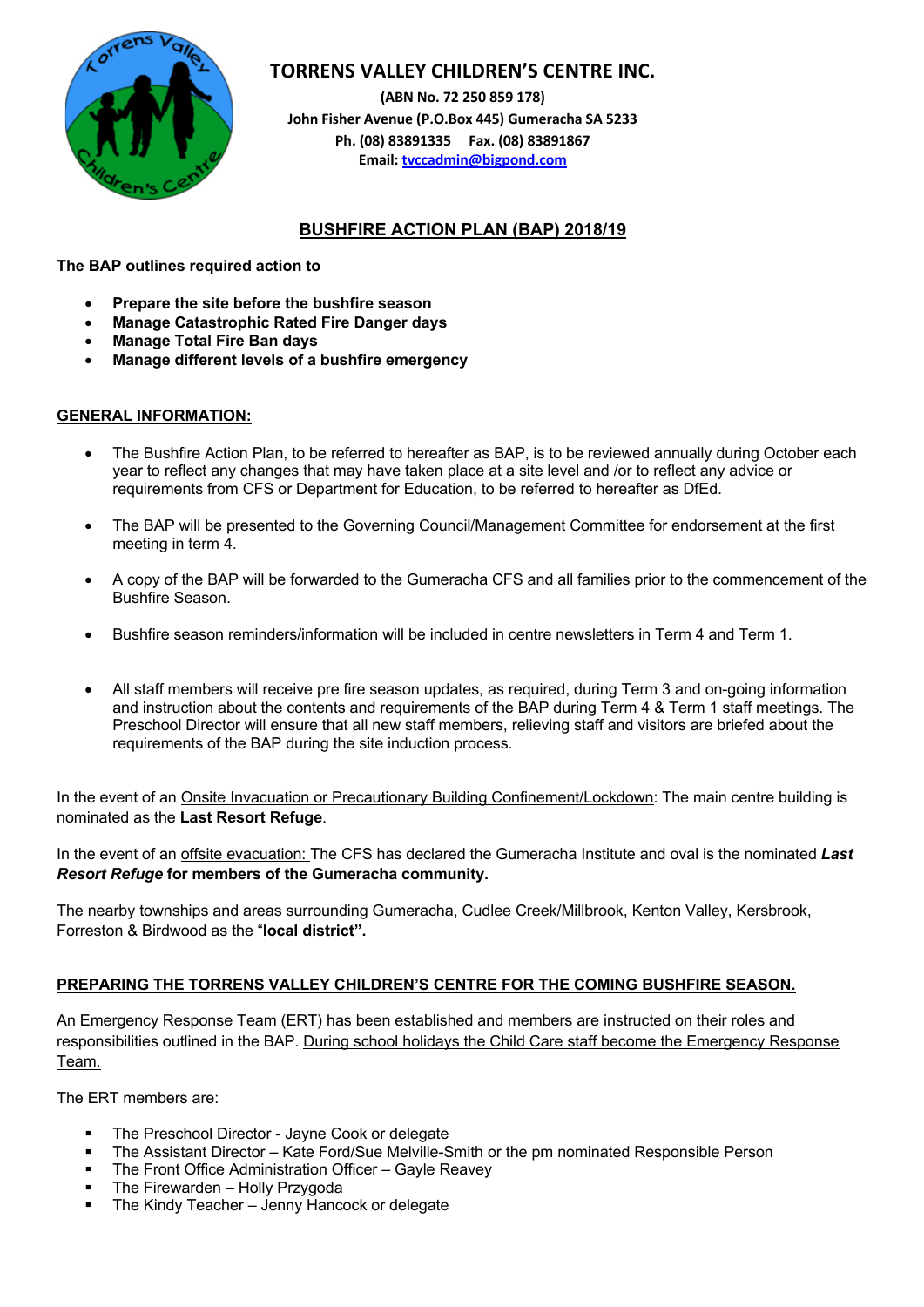# TORRENS VALLEY CHILDREN'S CENTRE INC.

**(ABN No. 72 250 859 178)**
**John Fisher Avenue (P.O.Box 445) Gumeracha SA 5233**
**Ph. (08) 83891335 Fax. (08) 83891867**
**Email: tvccadmin@bigpond.com**

## BUSHFIRE ACTION PLAN (BAP) 2018/19

**The BAP outlines required action to**

- **Prepare the site before the bushfire season**
- **Manage Catastrophic Rated Fire Danger days**
- **Manage Total Fire Ban days**
- **Manage different levels of a bushfire emergency**

### GENERAL INFORMATION:

- The Bushfire Action Plan, to be referred to hereafter as BAP, is to be reviewed annually during October each year to reflect any changes that may have taken place at a site level and /or to reflect any advice or requirements from CFS or Department for Education, to be referred to hereafter as DfEd.
- The BAP will be presented to the Governing Council/Management Committee for endorsement at the first meeting in term 4.
- A copy of the BAP will be forwarded to the Gumeracha CFS and all families prior to the commencement of the Bushfire Season.
- Bushfire season reminders/information will be included in centre newsletters in Term 4 and Term 1.
- All staff members will receive pre fire season updates, as required, during Term 3 and on-going information and instruction about the contents and requirements of the BAP during Term 4 & Term 1 staff meetings. The Preschool Director will ensure that all new staff members, relieving staff and visitors are briefed about the requirements of the BAP during the site induction process.

In the event of an Onsite Invacuation or Precautionary Building Confinement/Lockdown: The main centre building is nominated as the **Last Resort Refuge**.

In the event of an offsite evacuation: The CFS has declared the Gumeracha Institute and oval is the nominated ***Last Resort Refuge*** **for members of the Gumeracha community.**

The nearby townships and areas surrounding Gumeracha, Cudlee Creek/Millbrook, Kenton Valley, Kersbrook, Forreston & Birdwood as the "**local district".**

### PREPARING THE TORRENS VALLEY CHILDREN'S CENTRE FOR THE COMING BUSHFIRE SEASON.

An Emergency Response Team (ERT) has been established and members are instructed on their roles and responsibilities outlined in the BAP. During school holidays the Child Care staff become the Emergency Response Team.

The ERT members are:

- The Preschool Director - Jayne Cook or delegate
- The Assistant Director – Kate Ford/Sue Melville-Smith or the pm nominated Responsible Person
- The Front Office Administration Officer – Gayle Reavey
- The Firewarden – Holly Przygoda
- The Kindy Teacher – Jenny Hancock or delegate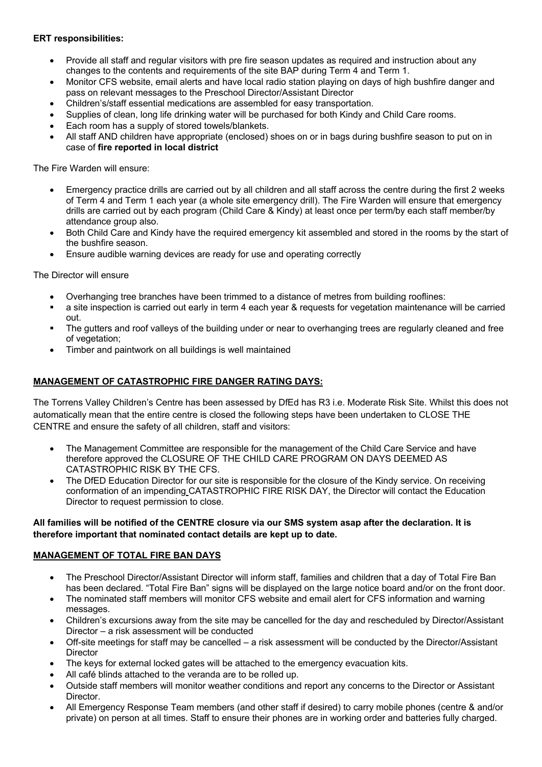**ERT responsibilities:**

- Provide all staff and regular visitors with pre fire season updates as required and instruction about any changes to the contents and requirements of the site BAP during Term 4 and Term 1.
- Monitor CFS website, email alerts and have local radio station playing on days of high bushfire danger and pass on relevant messages to the Preschool Director/Assistant Director
- Children's/staff essential medications are assembled for easy transportation.
- Supplies of clean, long life drinking water will be purchased for both Kindy and Child Care rooms.
- Each room has a supply of stored towels/blankets.
- All staff AND children have appropriate (enclosed) shoes on or in bags during bushfire season to put on in case of **fire reported in local district**

The Fire Warden will ensure:

- Emergency practice drills are carried out by all children and all staff across the centre during the first 2 weeks of Term 4 and Term 1 each year (a whole site emergency drill). The Fire Warden will ensure that emergency drills are carried out by each program (Child Care & Kindy) at least once per term/by each staff member/by attendance group also.
- Both Child Care and Kindy have the required emergency kit assembled and stored in the rooms by the start of the bushfire season.
- Ensure audible warning devices are ready for use and operating correctly

The Director will ensure

- Overhanging tree branches have been trimmed to a distance of metres from building rooflines:
- a site inspection is carried out early in term 4 each year & requests for vegetation maintenance will be carried out.
- The gutters and roof valleys of the building under or near to overhanging trees are regularly cleaned and free of vegetation;
- Timber and paintwork on all buildings is well maintained

## MANAGEMENT OF CATASTROPHIC FIRE DANGER RATING DAYS:

The Torrens Valley Children's Centre has been assessed by DfEd has R3 i.e. Moderate Risk Site. Whilst this does not automatically mean that the entire centre is closed the following steps have been undertaken to CLOSE THE CENTRE and ensure the safety of all children, staff and visitors:

- The Management Committee are responsible for the management of the Child Care Service and have therefore approved the CLOSURE OF THE CHILD CARE PROGRAM ON DAYS DEEMED AS CATASTROPHIC RISK BY THE CFS.
- The DfED Education Director for our site is responsible for the closure of the Kindy service. On receiving conformation of an impending CATASTROPHIC FIRE RISK DAY, the Director will contact the Education Director to request permission to close.

**All families will be notified of the CENTRE closure via our SMS system asap after the declaration. It is therefore important that nominated contact details are kept up to date.**

## MANAGEMENT OF TOTAL FIRE BAN DAYS

- The Preschool Director/Assistant Director will inform staff, families and children that a day of Total Fire Ban has been declared. "Total Fire Ban" signs will be displayed on the large notice board and/or on the front door.
- The nominated staff members will monitor CFS website and email alert for CFS information and warning messages.
- Children's excursions away from the site may be cancelled for the day and rescheduled by Director/Assistant Director – a risk assessment will be conducted
- Off-site meetings for staff may be cancelled – a risk assessment will be conducted by the Director/Assistant Director
- The keys for external locked gates will be attached to the emergency evacuation kits.
- All café blinds attached to the veranda are to be rolled up.
- Outside staff members will monitor weather conditions and report any concerns to the Director or Assistant Director.
- All Emergency Response Team members (and other staff if desired) to carry mobile phones (centre & and/or private) on person at all times. Staff to ensure their phones are in working order and batteries fully charged.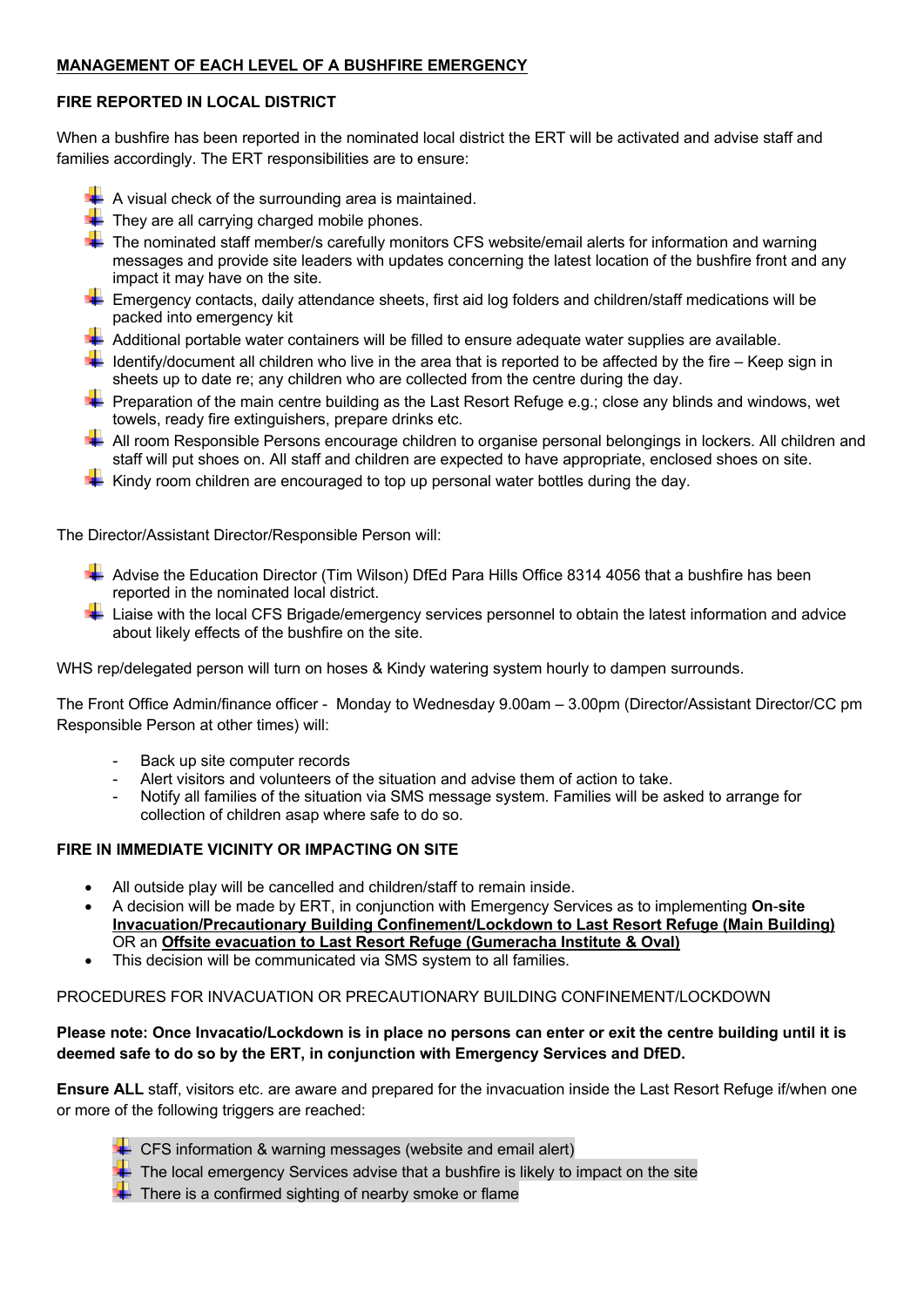## MANAGEMENT OF EACH LEVEL OF A BUSHFIRE EMERGENCY

### FIRE REPORTED IN LOCAL DISTRICT

When a bushfire has been reported in the nominated local district the ERT will be activated and advise staff and families accordingly. The ERT responsibilities are to ensure:

- A visual check of the surrounding area is maintained.
- They are all carrying charged mobile phones.
- The nominated staff member/s carefully monitors CFS website/email alerts for information and warning messages and provide site leaders with updates concerning the latest location of the bushfire front and any impact it may have on the site.
- Emergency contacts, daily attendance sheets, first aid log folders and children/staff medications will be packed into emergency kit
- Additional portable water containers will be filled to ensure adequate water supplies are available.
- Identify/document all children who live in the area that is reported to be affected by the fire – Keep sign in sheets up to date re; any children who are collected from the centre during the day.
- Preparation of the main centre building as the Last Resort Refuge e.g.; close any blinds and windows, wet towels, ready fire extinguishers, prepare drinks etc.
- All room Responsible Persons encourage children to organise personal belongings in lockers. All children and staff will put shoes on. All staff and children are expected to have appropriate, enclosed shoes on site.
- Kindy room children are encouraged to top up personal water bottles during the day.

The Director/Assistant Director/Responsible Person will:

- Advise the Education Director (Tim Wilson) DfEd Para Hills Office 8314 4056 that a bushfire has been reported in the nominated local district.
- Liaise with the local CFS Brigade/emergency services personnel to obtain the latest information and advice about likely effects of the bushfire on the site.

WHS rep/delegated person will turn on hoses & Kindy watering system hourly to dampen surrounds.

The Front Office Admin/finance officer - Monday to Wednesday 9.00am – 3.00pm (Director/Assistant Director/CC pm Responsible Person at other times) will:

- Back up site computer records
- Alert visitors and volunteers of the situation and advise them of action to take.
- Notify all families of the situation via SMS message system. Families will be asked to arrange for collection of children asap where safe to do so.

### FIRE IN IMMEDIATE VICINITY OR IMPACTING ON SITE

- All outside play will be cancelled and children/staff to remain inside.
- A decision will be made by ERT, in conjunction with Emergency Services as to implementing **On-site Invacuation/Precautionary Building Confinement/Lockdown to Last Resort Refuge (Main Building)** OR an **Offsite evacuation to Last Resort Refuge (Gumeracha Institute & Oval)**
- This decision will be communicated via SMS system to all families.

PROCEDURES FOR INVACUATION OR PRECAUTIONARY BUILDING CONFINEMENT/LOCKDOWN

**Please note: Once Invacatio/Lockdown is in place no persons can enter or exit the centre building until it is deemed safe to do so by the ERT, in conjunction with Emergency Services and DfED.**

**Ensure ALL** staff, visitors etc. are aware and prepared for the invacuation inside the Last Resort Refuge if/when one or more of the following triggers are reached:

- CFS information & warning messages (website and email alert)
- The local emergency Services advise that a bushfire is likely to impact on the site
- There is a confirmed sighting of nearby smoke or flame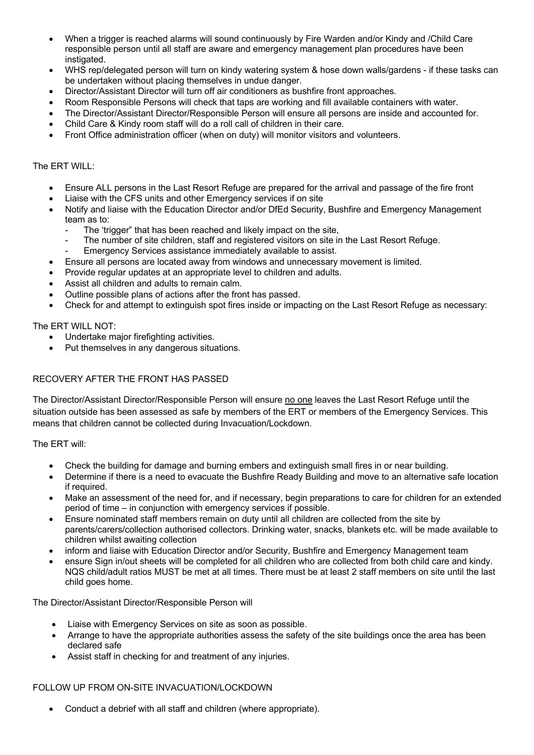- When a trigger is reached alarms will sound continuously by Fire Warden and/or Kindy and /Child Care responsible person until all staff are aware and emergency management plan procedures have been instigated.
- WHS rep/delegated person will turn on kindy watering system & hose down walls/gardens - if these tasks can be undertaken without placing themselves in undue danger.
- Director/Assistant Director will turn off air conditioners as bushfire front approaches.
- Room Responsible Persons will check that taps are working and fill available containers with water.
- The Director/Assistant Director/Responsible Person will ensure all persons are inside and accounted for.
- Child Care & Kindy room staff will do a roll call of children in their care.
- Front Office administration officer (when on duty) will monitor visitors and volunteers.

The ERT WILL:

- Ensure ALL persons in the Last Resort Refuge are prepared for the arrival and passage of the fire front
- Liaise with the CFS units and other Emergency services if on site
- Notify and liaise with the Education Director and/or DfEd Security, Bushfire and Emergency Management team as to:
  - The 'trigger" that has been reached and likely impact on the site,
  - The number of site children, staff and registered visitors on site in the Last Resort Refuge.
  - Emergency Services assistance immediately available to assist.
- Ensure all persons are located away from windows and unnecessary movement is limited.
- Provide regular updates at an appropriate level to children and adults.
- Assist all children and adults to remain calm.
- Outline possible plans of actions after the front has passed.
- Check for and attempt to extinguish spot fires inside or impacting on the Last Resort Refuge as necessary:

The ERT WILL NOT:

- Undertake major firefighting activities.
- Put themselves in any dangerous situations.

RECOVERY AFTER THE FRONT HAS PASSED

The Director/Assistant Director/Responsible Person will ensure no one leaves the Last Resort Refuge until the situation outside has been assessed as safe by members of the ERT or members of the Emergency Services. This means that children cannot be collected during Invacuation/Lockdown.

The ERT will:

- Check the building for damage and burning embers and extinguish small fires in or near building.
- Determine if there is a need to evacuate the Bushfire Ready Building and move to an alternative safe location if required.
- Make an assessment of the need for, and if necessary, begin preparations to care for children for an extended period of time – in conjunction with emergency services if possible.
- Ensure nominated staff members remain on duty until all children are collected from the site by parents/carers/collection authorised collectors. Drinking water, snacks, blankets etc. will be made available to children whilst awaiting collection
- inform and liaise with Education Director and/or Security, Bushfire and Emergency Management team
- ensure Sign in/out sheets will be completed for all children who are collected from both child care and kindy. NQS child/adult ratios MUST be met at all times. There must be at least 2 staff members on site until the last child goes home.

The Director/Assistant Director/Responsible Person will

- Liaise with Emergency Services on site as soon as possible.
- Arrange to have the appropriate authorities assess the safety of the site buildings once the area has been declared safe
- Assist staff in checking for and treatment of any injuries.

FOLLOW UP FROM ON-SITE INVACUATION/LOCKDOWN

- Conduct a debrief with all staff and children (where appropriate).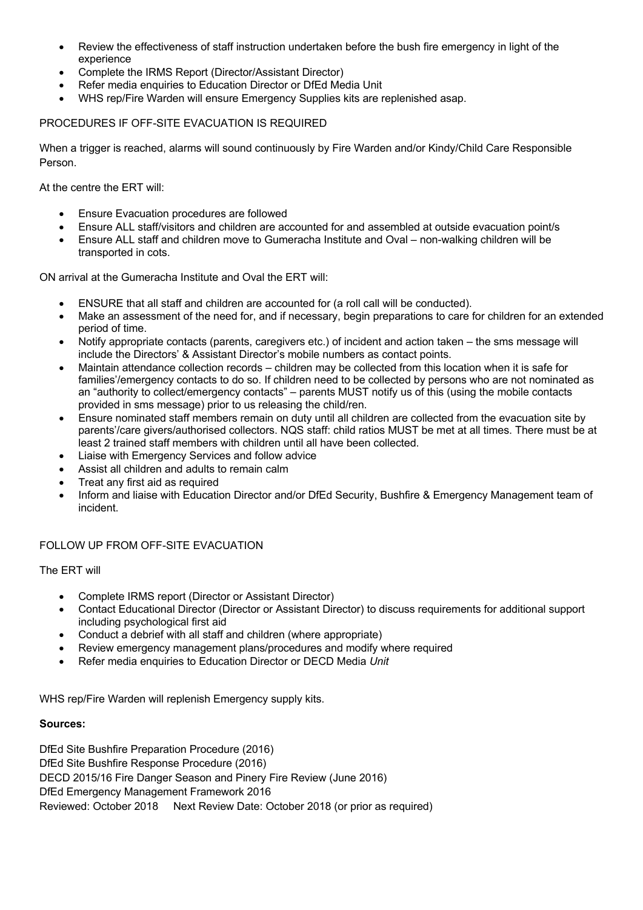- Review the effectiveness of staff instruction undertaken before the bush fire emergency in light of the experience
- Complete the IRMS Report (Director/Assistant Director)
- Refer media enquiries to Education Director or DfEd Media Unit
- WHS rep/Fire Warden will ensure Emergency Supplies kits are replenished asap.

PROCEDURES IF OFF-SITE EVACUATION IS REQUIRED

When a trigger is reached, alarms will sound continuously by Fire Warden and/or Kindy/Child Care Responsible Person.

At the centre the ERT will:

- Ensure Evacuation procedures are followed
- Ensure ALL staff/visitors and children are accounted for and assembled at outside evacuation point/s
- Ensure ALL staff and children move to Gumeracha Institute and Oval – non-walking children will be transported in cots.

ON arrival at the Gumeracha Institute and Oval the ERT will:

- ENSURE that all staff and children are accounted for (a roll call will be conducted).
- Make an assessment of the need for, and if necessary, begin preparations to care for children for an extended period of time.
- Notify appropriate contacts (parents, caregivers etc.) of incident and action taken – the sms message will include the Directors' & Assistant Director's mobile numbers as contact points.
- Maintain attendance collection records – children may be collected from this location when it is safe for families'/emergency contacts to do so. If children need to be collected by persons who are not nominated as an "authority to collect/emergency contacts" – parents MUST notify us of this (using the mobile contacts provided in sms message) prior to us releasing the child/ren.
- Ensure nominated staff members remain on duty until all children are collected from the evacuation site by parents'/care givers/authorised collectors. NQS staff: child ratios MUST be met at all times. There must be at least 2 trained staff members with children until all have been collected.
- Liaise with Emergency Services and follow advice
- Assist all children and adults to remain calm
- Treat any first aid as required
- Inform and liaise with Education Director and/or DfEd Security, Bushfire & Emergency Management team of incident.

FOLLOW UP FROM OFF-SITE EVACUATION

The ERT will

- Complete IRMS report (Director or Assistant Director)
- Contact Educational Director (Director or Assistant Director) to discuss requirements for additional support including psychological first aid
- Conduct a debrief with all staff and children (where appropriate)
- Review emergency management plans/procedures and modify where required
- Refer media enquiries to Education Director or DECD Media *Unit*

WHS rep/Fire Warden will replenish Emergency supply kits.

**Sources:**

DfEd Site Bushfire Preparation Procedure (2016)
DfEd Site Bushfire Response Procedure (2016)
DECD 2015/16 Fire Danger Season and Pinery Fire Review (June 2016)
DfEd Emergency Management Framework 2016
Reviewed: October 2018 Next Review Date: October 2018 (or prior as required)